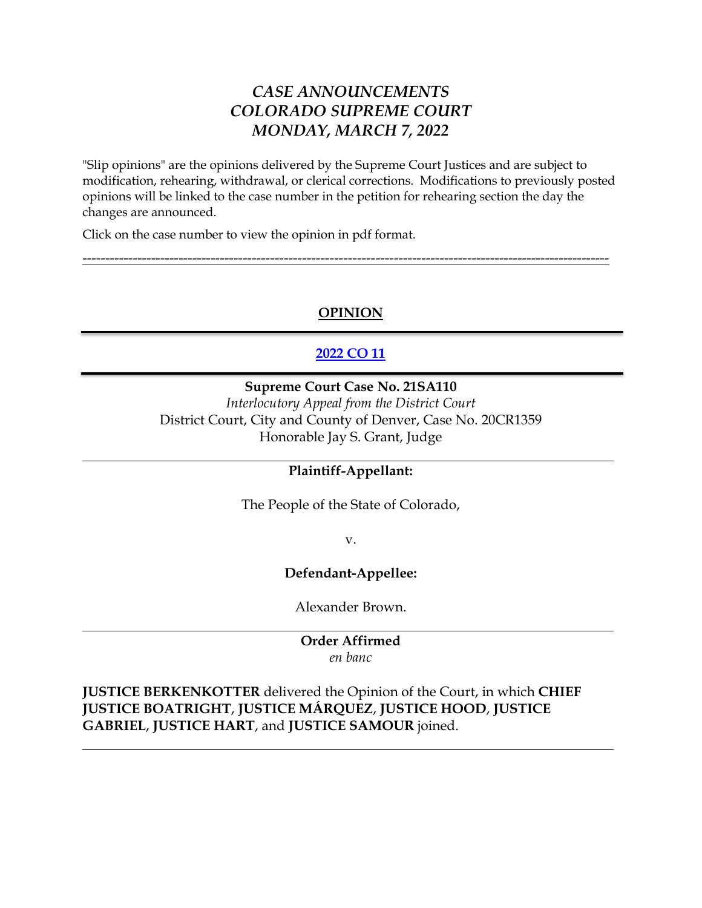# *CASE ANNOUNCEMENTS*
# *COLORADO SUPREME COURT*
# *MONDAY, MARCH 7, 2022*

"Slip opinions" are the opinions delivered by the Supreme Court Justices and are subject to modification, rehearing, withdrawal, or clerical corrections. Modifications to previously posted opinions will be linked to the case number in the petition for rehearing section the day the changes are announced.

Click on the case number to view the opinion in pdf format.

---

## OPINION

---

## 2022 CO 11

---

**Supreme Court Case No. 21SA110**

*Interlocutory Appeal from the District Court*

District Court, City and County of Denver, Case No. 20CR1359

Honorable Jay S. Grant, Judge

---

**Plaintiff-Appellant:**

The People of the State of Colorado,

v.

**Defendant-Appellee:**

Alexander Brown.

---

**Order Affirmed**

*en banc*

**JUSTICE BERKENKOTTER** delivered the Opinion of the Court, in which **CHIEF JUSTICE BOATRIGHT**, **JUSTICE MÁRQUEZ**, **JUSTICE HOOD**, **JUSTICE GABRIEL**, **JUSTICE HART**, and **JUSTICE SAMOUR** joined.

---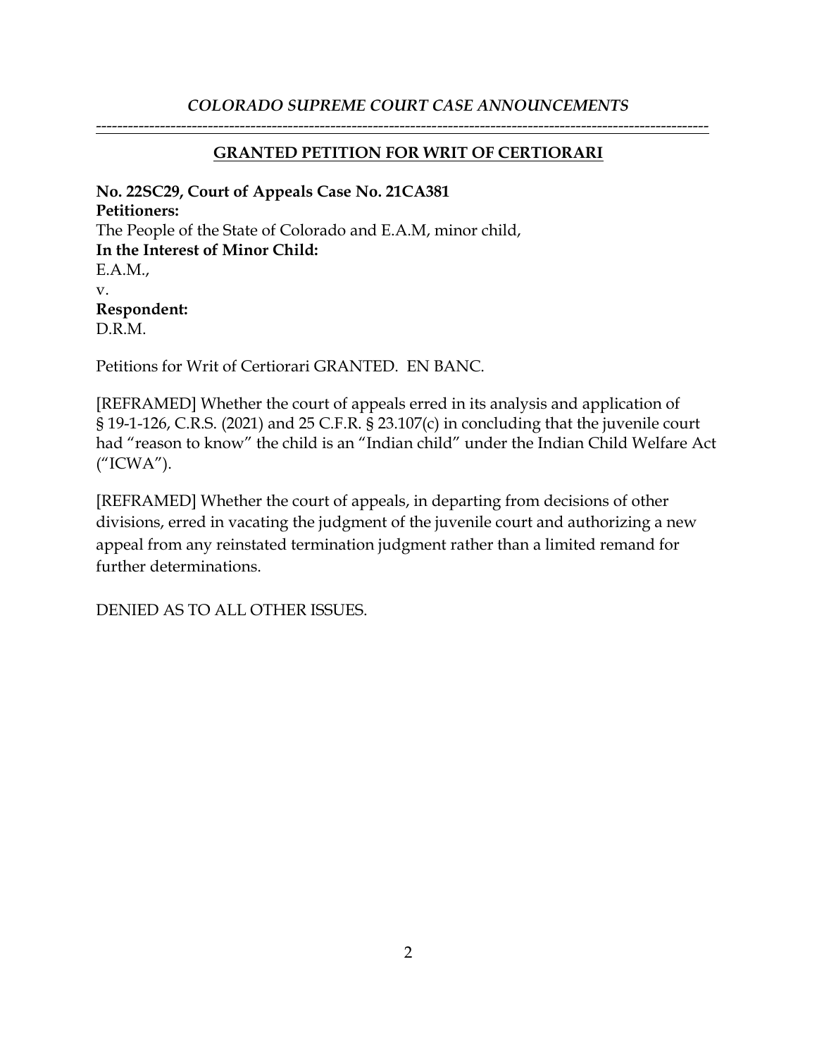# *COLORADO SUPREME COURT CASE ANNOUNCEMENTS*

---

## GRANTED PETITION FOR WRIT OF CERTIORARI

**No. 22SC29, Court of Appeals Case No. 21CA381**
**Petitioners:**
The People of the State of Colorado and E.A.M, minor child,
**In the Interest of Minor Child:**
E.A.M.,
v.
**Respondent:**
D.R.M.

Petitions for Writ of Certiorari GRANTED. EN BANC.

[REFRAMED] Whether the court of appeals erred in its analysis and application of § 19-1-126, C.R.S. (2021) and 25 C.F.R. § 23.107(c) in concluding that the juvenile court had "reason to know" the child is an "Indian child" under the Indian Child Welfare Act ("ICWA").

[REFRAMED] Whether the court of appeals, in departing from decisions of other divisions, erred in vacating the judgment of the juvenile court and authorizing a new appeal from any reinstated termination judgment rather than a limited remand for further determinations.

DENIED AS TO ALL OTHER ISSUES.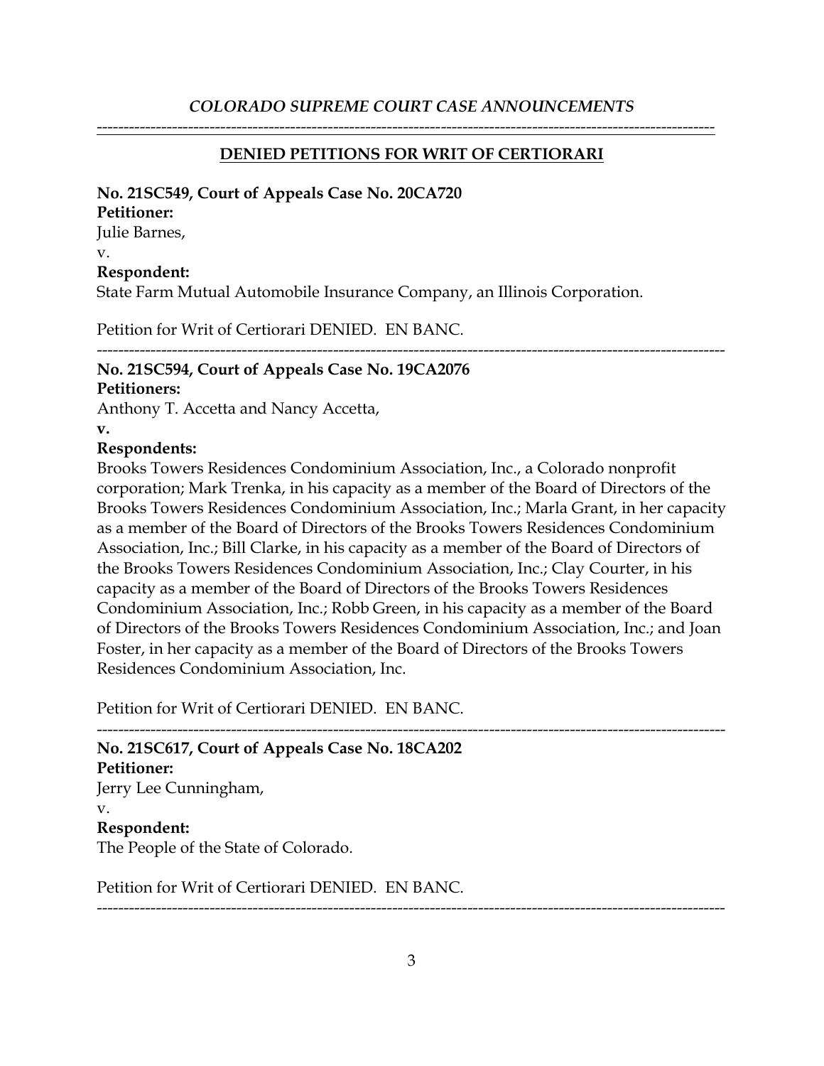*COLORADO SUPREME COURT CASE ANNOUNCEMENTS*

---

## DENIED PETITIONS FOR WRIT OF CERTIORARI

**No. 21SC549, Court of Appeals Case No. 20CA720**
**Petitioner:**
Julie Barnes,
v.
**Respondent:**
State Farm Mutual Automobile Insurance Company, an Illinois Corporation.

Petition for Writ of Certiorari DENIED. EN BANC.

---

**No. 21SC594, Court of Appeals Case No. 19CA2076**
**Petitioners:**
Anthony T. Accetta and Nancy Accetta,
**v.**
**Respondents:**
Brooks Towers Residences Condominium Association, Inc., a Colorado nonprofit corporation; Mark Trenka, in his capacity as a member of the Board of Directors of the Brooks Towers Residences Condominium Association, Inc.; Marla Grant, in her capacity as a member of the Board of Directors of the Brooks Towers Residences Condominium Association, Inc.; Bill Clarke, in his capacity as a member of the Board of Directors of the Brooks Towers Residences Condominium Association, Inc.; Clay Courter, in his capacity as a member of the Board of Directors of the Brooks Towers Residences Condominium Association, Inc.; Robb Green, in his capacity as a member of the Board of Directors of the Brooks Towers Residences Condominium Association, Inc.; and Joan Foster, in her capacity as a member of the Board of Directors of the Brooks Towers Residences Condominium Association, Inc.

Petition for Writ of Certiorari DENIED. EN BANC.

---

**No. 21SC617, Court of Appeals Case No. 18CA202**
**Petitioner:**
Jerry Lee Cunningham,
v.
**Respondent:**
The People of the State of Colorado.

Petition for Writ of Certiorari DENIED. EN BANC.

---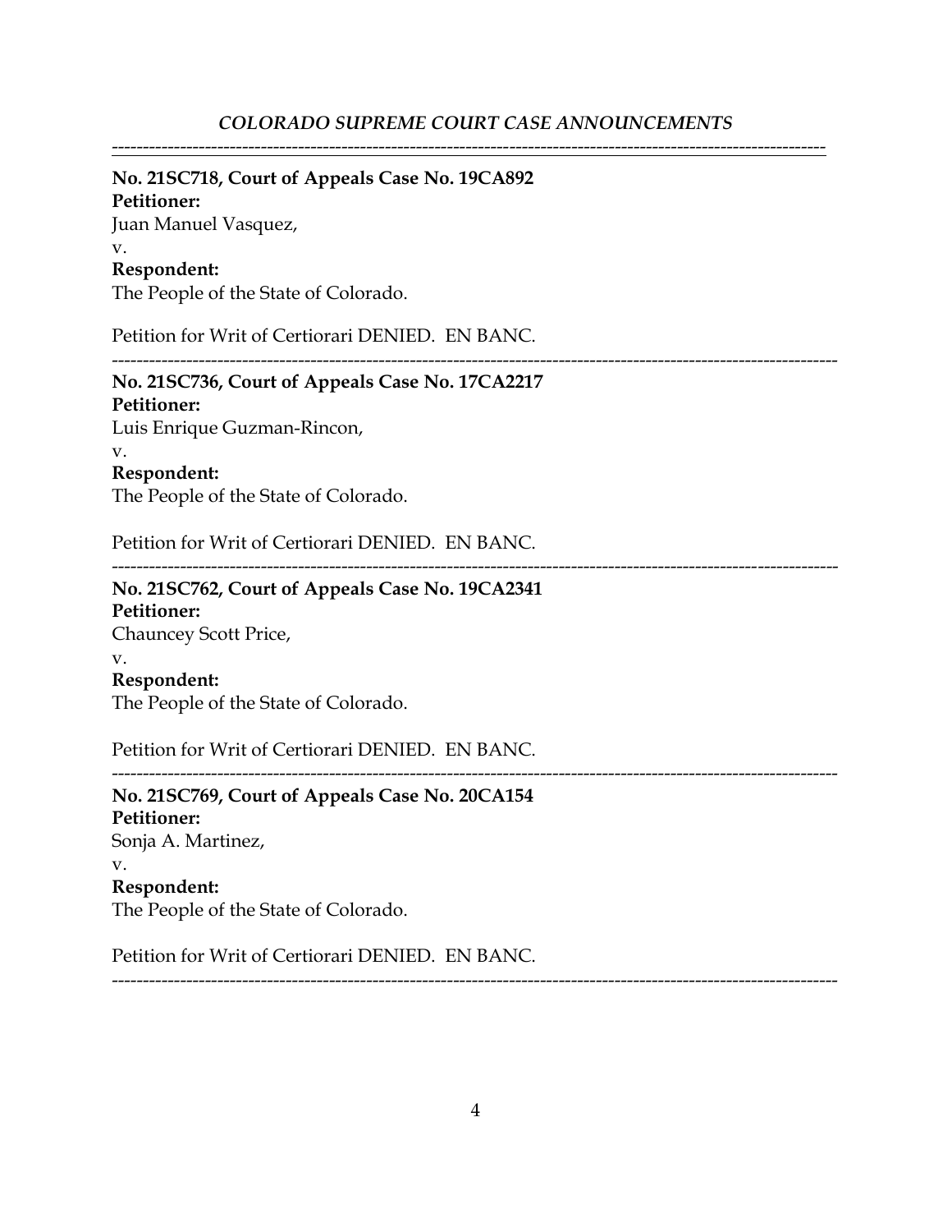---

**No. 21SC718, Court of Appeals Case No. 19CA892**
**Petitioner:**
Juan Manuel Vasquez,
v.
**Respondent:**
The People of the State of Colorado.

Petition for Writ of Certiorari DENIED. EN BANC.

---

**No. 21SC736, Court of Appeals Case No. 17CA2217**
**Petitioner:**
Luis Enrique Guzman-Rincon,
v.
**Respondent:**
The People of the State of Colorado.

Petition for Writ of Certiorari DENIED. EN BANC.

---

**No. 21SC762, Court of Appeals Case No. 19CA2341**
**Petitioner:**
Chauncey Scott Price,
v.
**Respondent:**
The People of the State of Colorado.

Petition for Writ of Certiorari DENIED. EN BANC.

---

**No. 21SC769, Court of Appeals Case No. 20CA154**
**Petitioner:**
Sonja A. Martinez,
v.
**Respondent:**
The People of the State of Colorado.

Petition for Writ of Certiorari DENIED. EN BANC.

---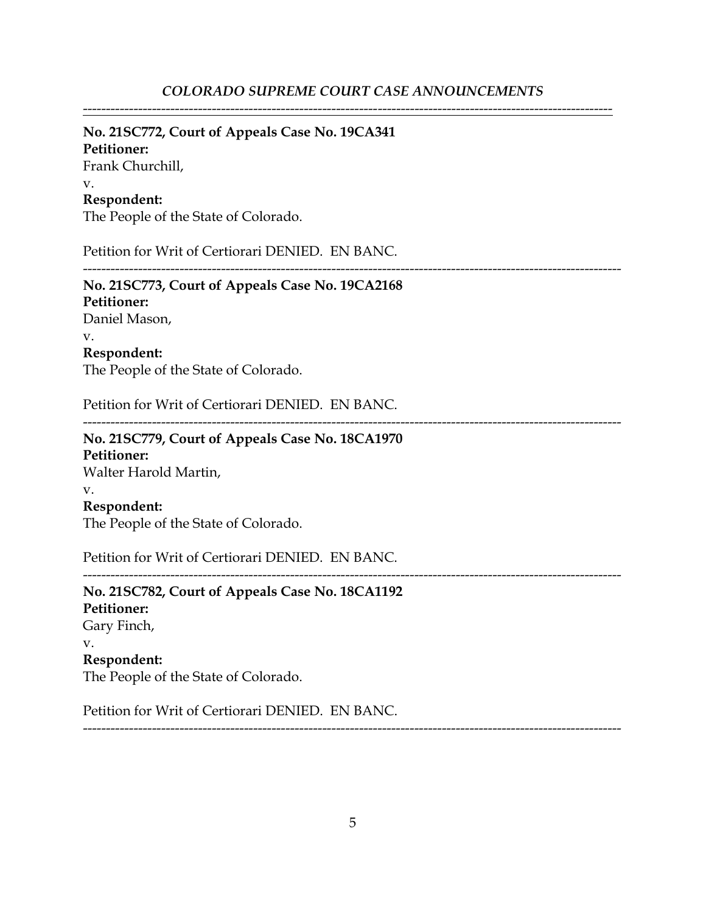**No. 21SC772, Court of Appeals Case No. 19CA341**
**Petitioner:**
Frank Churchill,
v.
**Respondent:**
The People of the State of Colorado.

Petition for Writ of Certiorari DENIED. EN BANC.

---

**No. 21SC773, Court of Appeals Case No. 19CA2168**
**Petitioner:**
Daniel Mason,
v.
**Respondent:**
The People of the State of Colorado.

Petition for Writ of Certiorari DENIED. EN BANC.

---

**No. 21SC779, Court of Appeals Case No. 18CA1970**
**Petitioner:**
Walter Harold Martin,
v.
**Respondent:**
The People of the State of Colorado.

Petition for Writ of Certiorari DENIED. EN BANC.

---

**No. 21SC782, Court of Appeals Case No. 18CA1192**
**Petitioner:**
Gary Finch,
v.
**Respondent:**
The People of the State of Colorado.

Petition for Writ of Certiorari DENIED. EN BANC.

---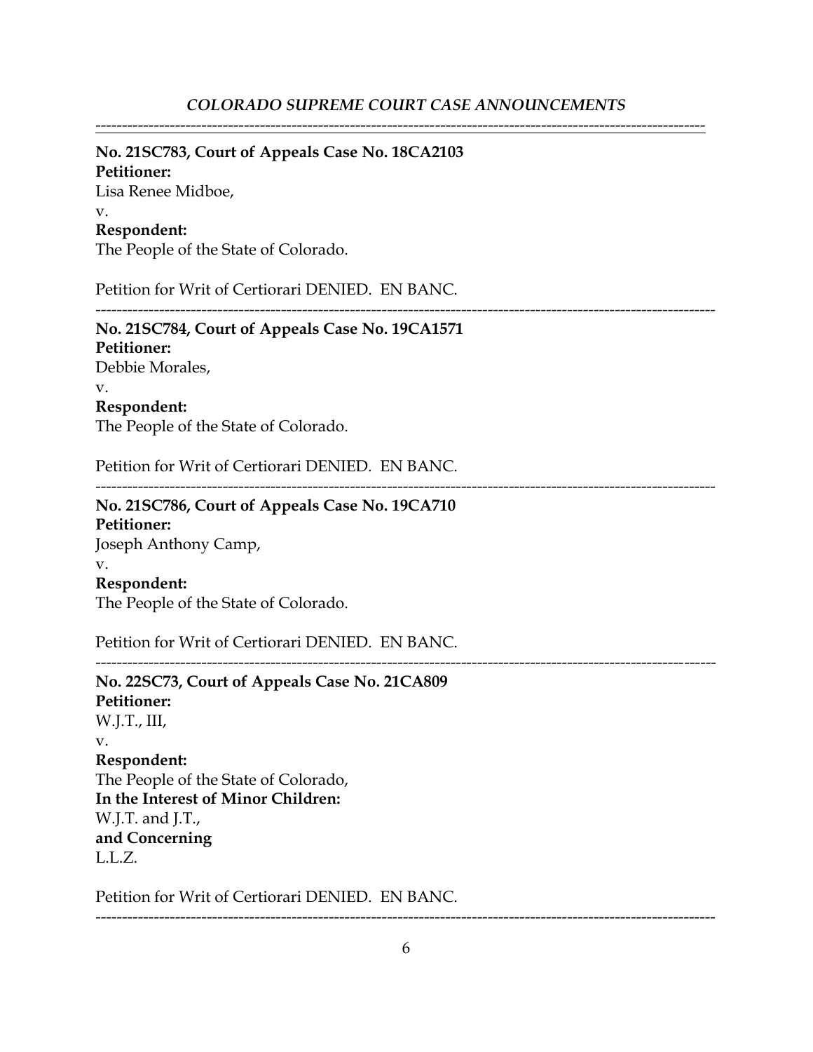---

**No. 21SC783, Court of Appeals Case No. 18CA2103**
**Petitioner:**
Lisa Renee Midboe,
v.
**Respondent:**
The People of the State of Colorado.

Petition for Writ of Certiorari DENIED. EN BANC.

---

**No. 21SC784, Court of Appeals Case No. 19CA1571**
**Petitioner:**
Debbie Morales,
v.
**Respondent:**
The People of the State of Colorado.

Petition for Writ of Certiorari DENIED. EN BANC.

---

**No. 21SC786, Court of Appeals Case No. 19CA710**
**Petitioner:**
Joseph Anthony Camp,
v.
**Respondent:**
The People of the State of Colorado.

Petition for Writ of Certiorari DENIED. EN BANC.

---

**No. 22SC73, Court of Appeals Case No. 21CA809**
**Petitioner:**
W.J.T., III,
v.
**Respondent:**
The People of the State of Colorado,
**In the Interest of Minor Children:**
W.J.T. and J.T.,
**and Concerning**
L.L.Z.

Petition for Writ of Certiorari DENIED. EN BANC.

---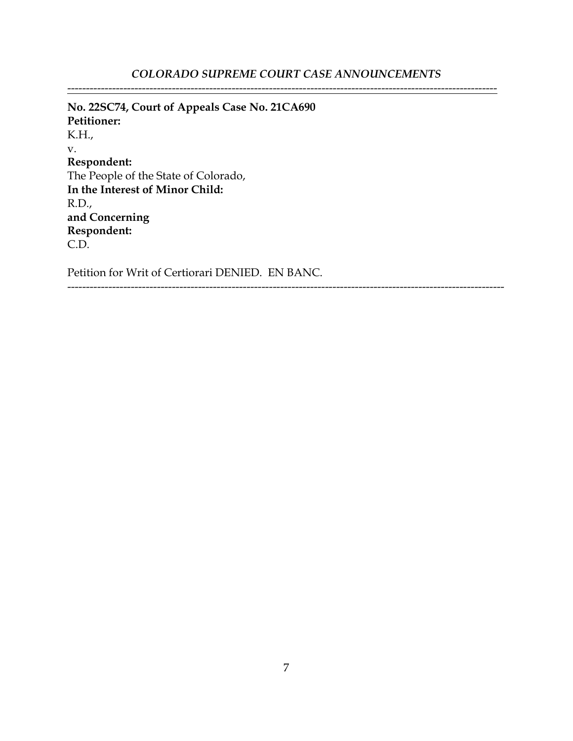---

**No. 22SC74, Court of Appeals Case No. 21CA690**
**Petitioner:**
K.H.,
v.
**Respondent:**
The People of the State of Colorado,
**In the Interest of Minor Child:**
R.D.,
**and Concerning**
**Respondent:**
C.D.

Petition for Writ of Certiorari DENIED. EN BANC.

---